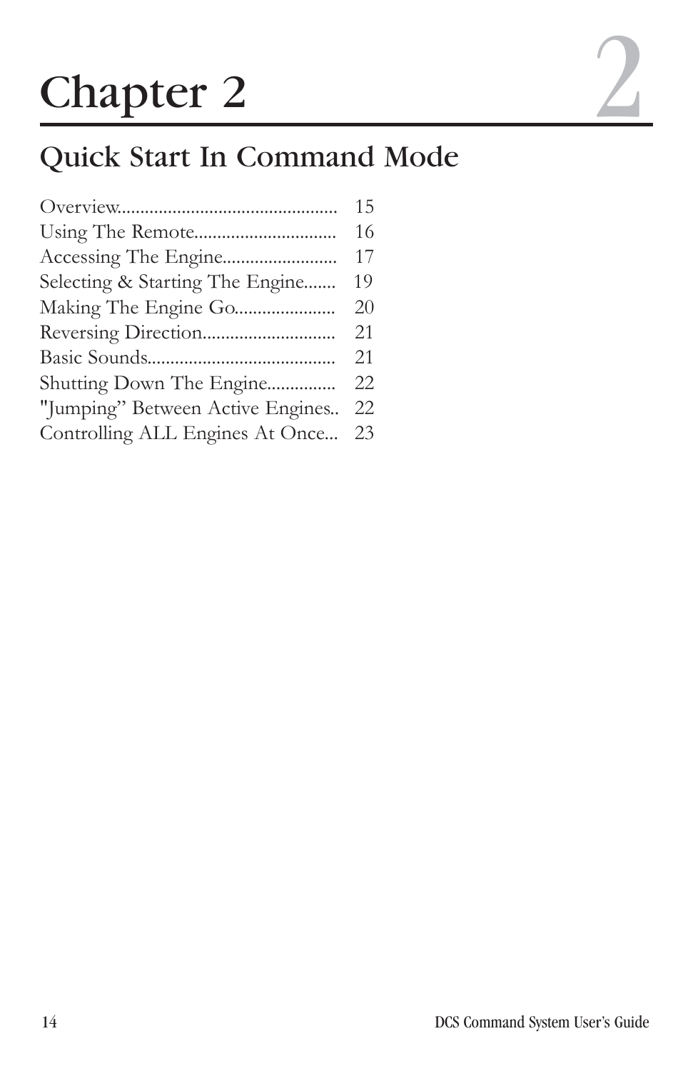# Chapter 2

## Quick Start In Command Mode

| | |
|---|---|
| Overview | 15 |
| Using The Remote | 16 |
| Accessing The Engine | 17 |
| Selecting & Starting The Engine | 19 |
| Making The Engine Go | 20 |
| Reversing Direction | 21 |
| Basic Sounds | 21 |
| Shutting Down The Engine | 22 |
| "Jumping" Between Active Engines | 22 |
| Controlling ALL Engines At Once | 23 |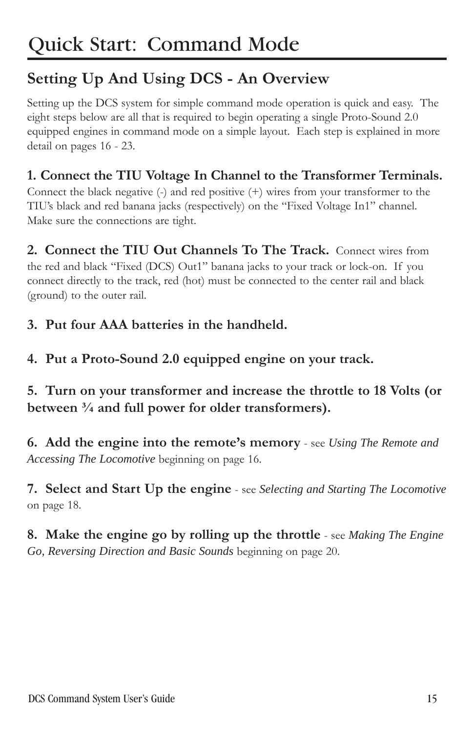# Quick Start: Command Mode

## Setting Up And Using DCS - An Overview

Setting up the DCS system for simple command mode operation is quick and easy. The eight steps below are all that is required to begin operating a single Proto-Sound 2.0 equipped engines in command mode on a simple layout. Each step is explained in more detail on pages 16 - 23.

**1. Connect the TIU Voltage In Channel to the Transformer Terminals.** Connect the black negative (-) and red positive (+) wires from your transformer to the TIU's black and red banana jacks (respectively) on the "Fixed Voltage In1" channel. Make sure the connections are tight.

**2. Connect the TIU Out Channels To The Track.** Connect wires from the red and black "Fixed (DCS) Out1" banana jacks to your track or lock-on. If you connect directly to the track, red (hot) must be connected to the center rail and black (ground) to the outer rail.

**3. Put four AAA batteries in the handheld.**

**4. Put a Proto-Sound 2.0 equipped engine on your track.**

**5. Turn on your transformer and increase the throttle to 18 Volts (or between ¾ and full power for older transformers).**

**6. Add the engine into the remote's memory** - see *Using The Remote and Accessing The Locomotive* beginning on page 16.

**7. Select and Start Up the engine** - see *Selecting and Starting The Locomotive* on page 18.

**8. Make the engine go by rolling up the throttle** - see *Making The Engine Go, Reversing Direction and Basic Sounds* beginning on page 20.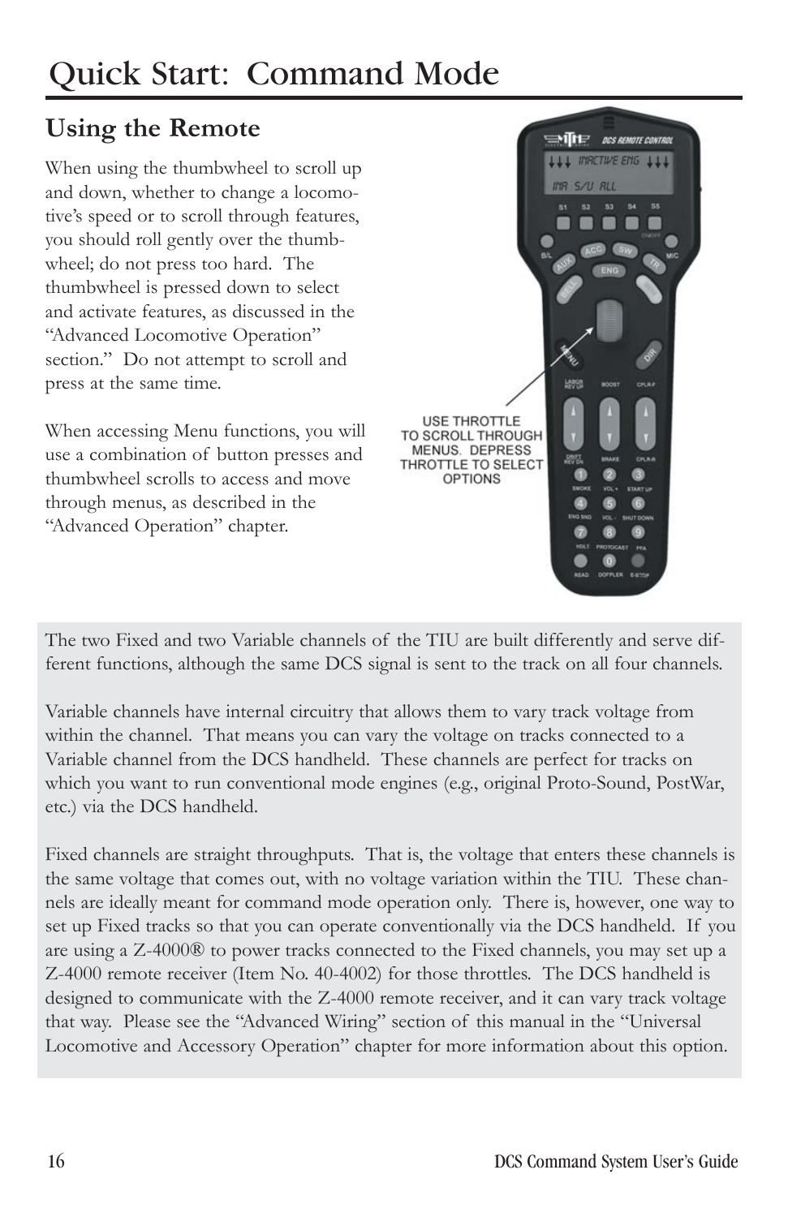# Quick Start: Command Mode

## Using the Remote

When using the thumbwheel to scroll up and down, whether to change a locomotive's speed or to scroll through features, you should roll gently over the thumbwheel; do not press too hard. The thumbwheel is pressed down to select and activate features, as discussed in the "Advanced Locomotive Operation" section." Do not attempt to scroll and press at the same time.

When accessing Menu functions, you will use a combination of button presses and thumbwheel scrolls to access and move through menus, as described in the "Advanced Operation" chapter.

USE THROTTLE TO SCROLL THROUGH MENUS. DEPRESS THROTTLE TO SELECT OPTIONS

The two Fixed and two Variable channels of the TIU are built differently and serve different functions, although the same DCS signal is sent to the track on all four channels.

Variable channels have internal circuitry that allows them to vary track voltage from within the channel. That means you can vary the voltage on tracks connected to a Variable channel from the DCS handheld. These channels are perfect for tracks on which you want to run conventional mode engines (e.g., original Proto-Sound, PostWar, etc.) via the DCS handheld.

Fixed channels are straight throughputs. That is, the voltage that enters these channels is the same voltage that comes out, with no voltage variation within the TIU. These channels are ideally meant for command mode operation only. There is, however, one way to set up Fixed tracks so that you can operate conventionally via the DCS handheld. If you are using a Z-4000® to power tracks connected to the Fixed channels, you may set up a Z-4000 remote receiver (Item No. 40-4002) for those throttles. The DCS handheld is designed to communicate with the Z-4000 remote receiver, and it can vary track voltage that way. Please see the "Advanced Wiring" section of this manual in the "Universal Locomotive and Accessory Operation" chapter for more information about this option.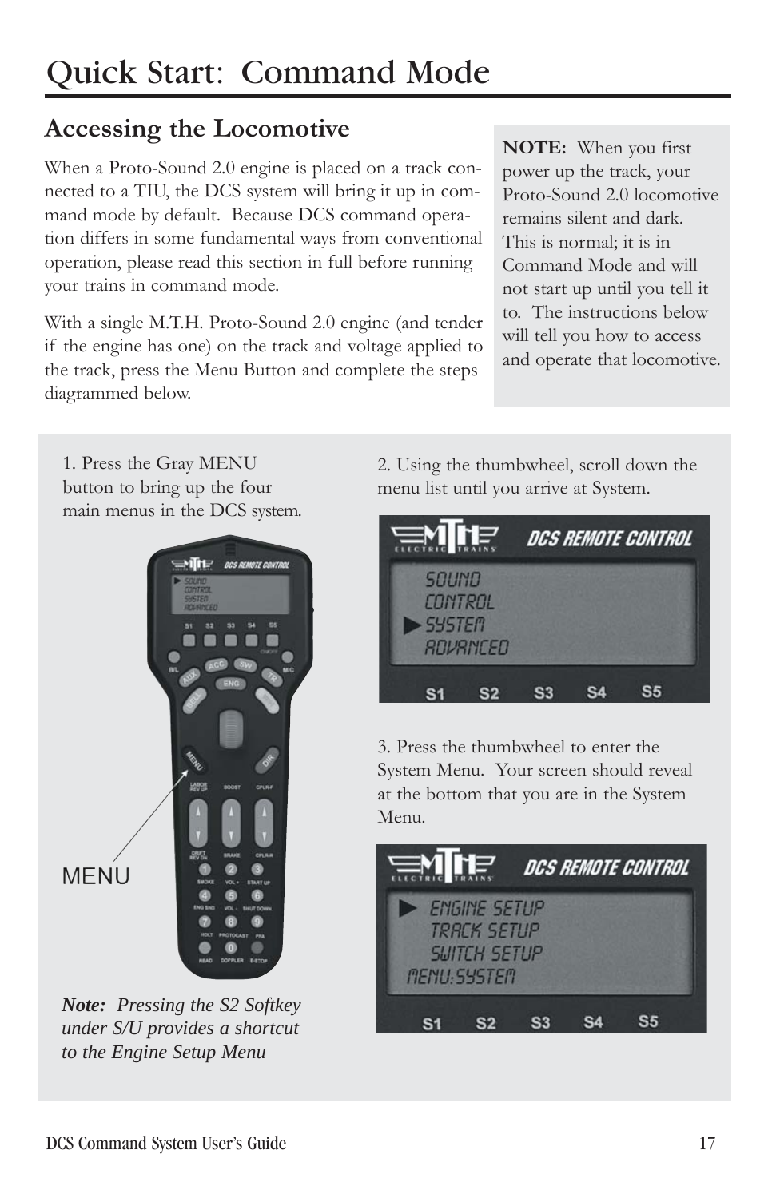# Quick Start: Command Mode

## Accessing the Locomotive

When a Proto-Sound 2.0 engine is placed on a track connected to a TIU, the DCS system will bring it up in command mode by default. Because DCS command operation differs in some fundamental ways from conventional operation, please read this section in full before running your trains in command mode.

With a single M.T.H. Proto-Sound 2.0 engine (and tender if the engine has one) on the track and voltage applied to the track, press the Menu Button and complete the steps diagrammed below.

**NOTE:** When you first power up the track, your Proto-Sound 2.0 locomotive remains silent and dark. This is normal; it is in Command Mode and will not start up until you tell it to. The instructions below will tell you how to access and operate that locomotive.

1. Press the Gray MENU button to bring up the four main menus in the DCS system.

MENU

***Note:** Pressing the S2 Softkey under S/U provides a shortcut to the Engine Setup Menu*

2. Using the thumbwheel, scroll down the menu list until you arrive at System.

3. Press the thumbwheel to enter the System Menu. Your screen should reveal at the bottom that you are in the System Menu.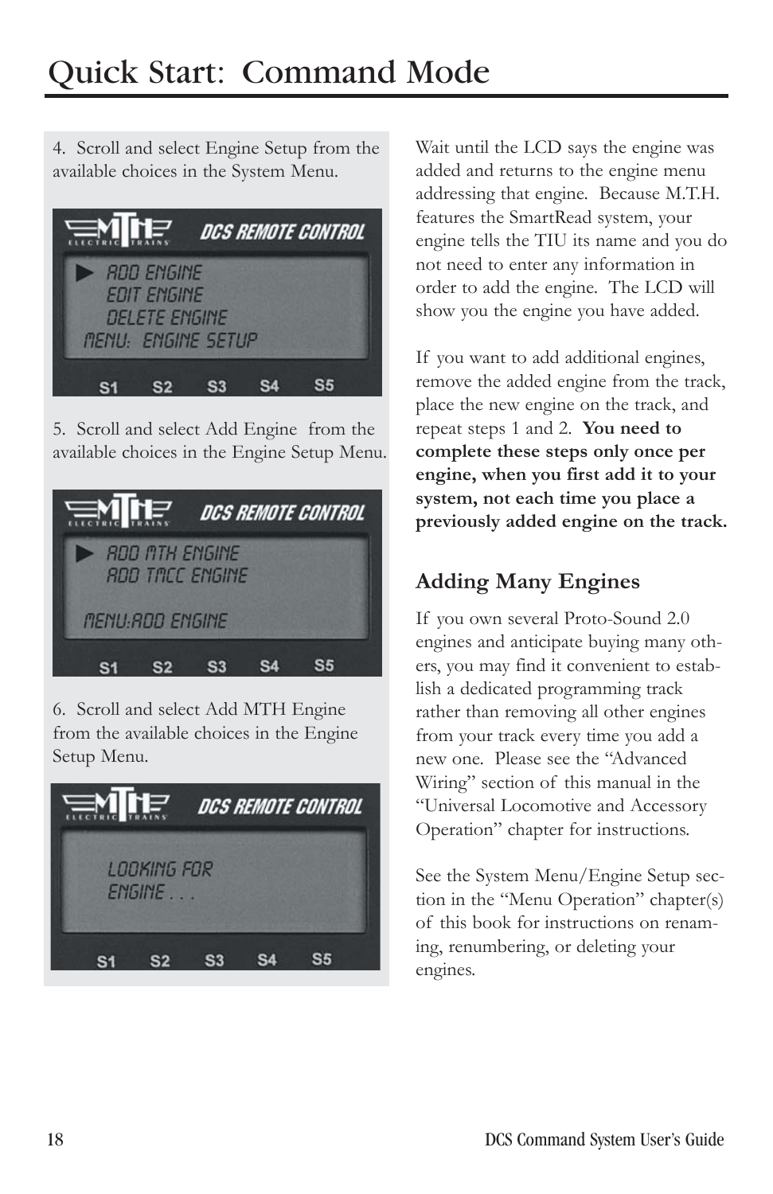# Quick Start: Command Mode

4. Scroll and select Engine Setup from the available choices in the System Menu.

5. Scroll and select Add Engine from the available choices in the Engine Setup Menu.

6. Scroll and select Add MTH Engine from the available choices in the Engine Setup Menu.

Wait until the LCD says the engine was added and returns to the engine menu addressing that engine. Because M.T.H. features the SmartRead system, your engine tells the TIU its name and you do not need to enter any information in order to add the engine. The LCD will show you the engine you have added.

If you want to add additional engines, remove the added engine from the track, place the new engine on the track, and repeat steps 1 and 2. **You need to complete these steps only once per engine, when you first add it to your system, not each time you place a previously added engine on the track.**

## Adding Many Engines

If you own several Proto-Sound 2.0 engines and anticipate buying many others, you may find it convenient to establish a dedicated programming track rather than removing all other engines from your track every time you add a new one. Please see the "Advanced Wiring" section of this manual in the "Universal Locomotive and Accessory Operation" chapter for instructions.

See the System Menu/Engine Setup section in the "Menu Operation" chapter(s) of this book for instructions on renaming, renumbering, or deleting your engines.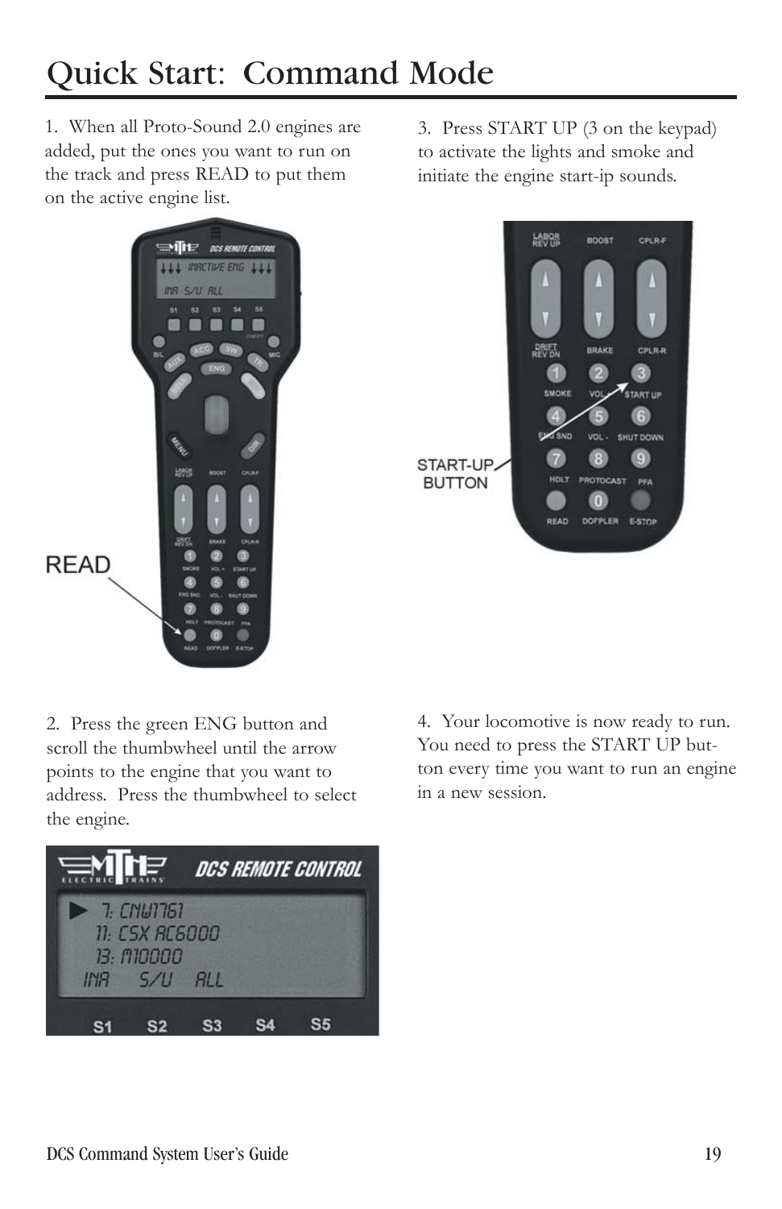# Quick Start: Command Mode

1. When all Proto-Sound 2.0 engines are added, put the ones you want to run on the track and press READ to put them on the active engine list.

2. Press the green ENG button and scroll the thumbwheel until the arrow points to the engine that you want to address. Press the thumbwheel to select the engine.

3. Press START UP (3 on the keypad) to activate the lights and smoke and initiate the engine start-ip sounds.

4. Your locomotive is now ready to run. You need to press the START UP button every time you want to run an engine in a new session.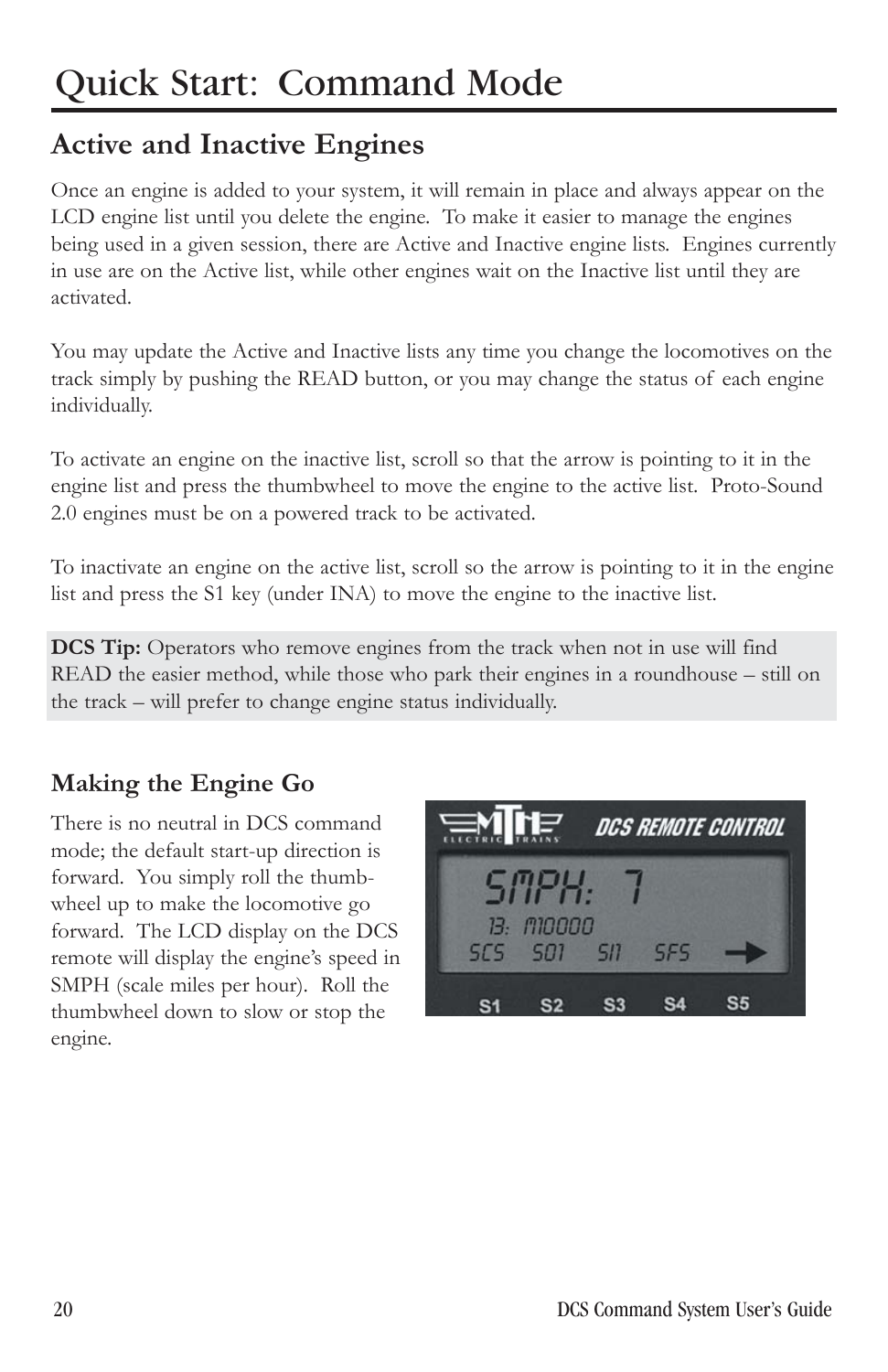# Quick Start: Command Mode

## Active and Inactive Engines

Once an engine is added to your system, it will remain in place and always appear on the LCD engine list until you delete the engine. To make it easier to manage the engines being used in a given session, there are Active and Inactive engine lists. Engines currently in use are on the Active list, while other engines wait on the Inactive list until they are activated.

You may update the Active and Inactive lists any time you change the locomotives on the track simply by pushing the READ button, or you may change the status of each engine individually.

To activate an engine on the inactive list, scroll so that the arrow is pointing to it in the engine list and press the thumbwheel to move the engine to the active list. Proto-Sound 2.0 engines must be on a powered track to be activated.

To inactivate an engine on the active list, scroll so the arrow is pointing to it in the engine list and press the S1 key (under INA) to move the engine to the inactive list.

**DCS Tip:** Operators who remove engines from the track when not in use will find READ the easier method, while those who park their engines in a roundhouse – still on the track – will prefer to change engine status individually.

### Making the Engine Go

There is no neutral in DCS command mode; the default start-up direction is forward. You simply roll the thumbwheel up to make the locomotive go forward. The LCD display on the DCS remote will display the engine's speed in SMPH (scale miles per hour). Roll the thumbwheel down to slow or stop the engine.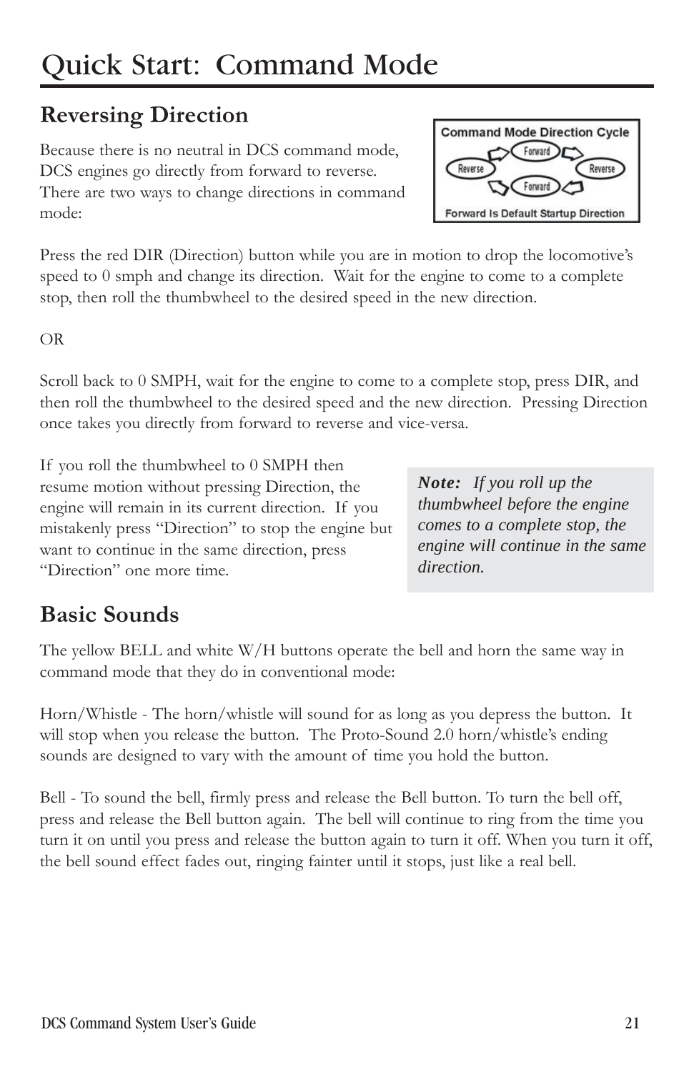# Quick Start: Command Mode

## Reversing Direction

Because there is no neutral in DCS command mode, DCS engines go directly from forward to reverse. There are two ways to change directions in command mode:

Command Mode Direction Cycle

Forward → Reverse → Forward → Reverse

Forward Is Default Startup Direction

Press the red DIR (Direction) button while you are in motion to drop the locomotive's speed to 0 smph and change its direction. Wait for the engine to come to a complete stop, then roll the thumbwheel to the desired speed in the new direction.

OR

Scroll back to 0 SMPH, wait for the engine to come to a complete stop, press DIR, and then roll the thumbwheel to the desired speed and the new direction. Pressing Direction once takes you directly from forward to reverse and vice-versa.

If you roll the thumbwheel to 0 SMPH then resume motion without pressing Direction, the engine will remain in its current direction. If you mistakenly press "Direction" to stop the engine but want to continue in the same direction, press "Direction" one more time.

> ***Note:*** *If you roll up the thumbwheel before the engine comes to a complete stop, the engine will continue in the same direction.*

## Basic Sounds

The yellow BELL and white W/H buttons operate the bell and horn the same way in command mode that they do in conventional mode:

Horn/Whistle - The horn/whistle will sound for as long as you depress the button. It will stop when you release the button. The Proto-Sound 2.0 horn/whistle's ending sounds are designed to vary with the amount of time you hold the button.

Bell - To sound the bell, firmly press and release the Bell button. To turn the bell off, press and release the Bell button again. The bell will continue to ring from the time you turn it on until you press and release the button again to turn it off. When you turn it off, the bell sound effect fades out, ringing fainter until it stops, just like a real bell.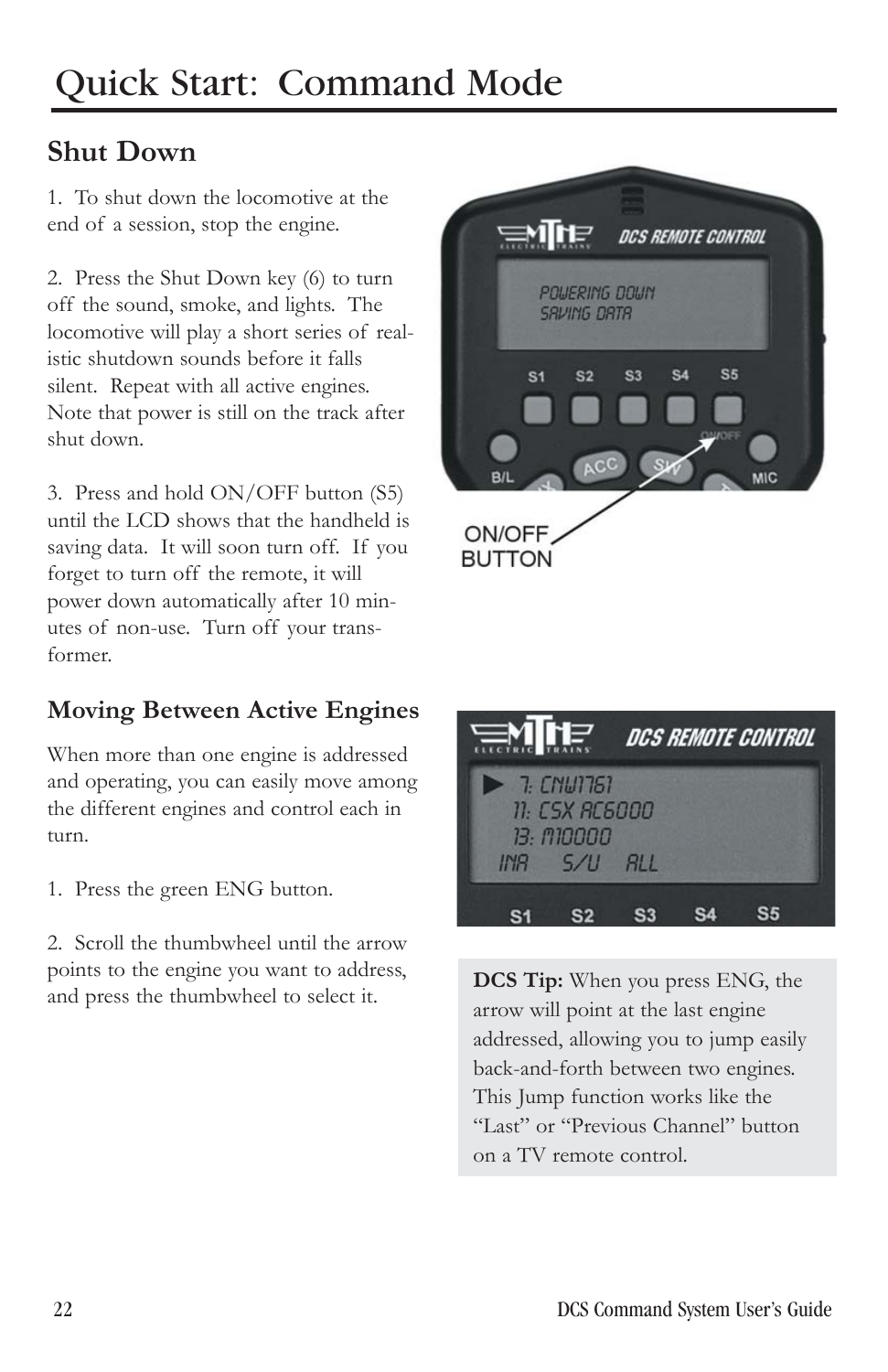# Quick Start: Command Mode

## Shut Down

1. To shut down the locomotive at the end of a session, stop the engine.

2. Press the Shut Down key (6) to turn off the sound, smoke, and lights. The locomotive will play a short series of realistic shutdown sounds before it falls silent. Repeat with all active engines. Note that power is still on the track after shut down.

3. Press and hold ON/OFF button (S5) until the LCD shows that the handheld is saving data. It will soon turn off. If you forget to turn off the remote, it will power down automatically after 10 minutes of non-use. Turn off your transformer.

### Moving Between Active Engines

When more than one engine is addressed and operating, you can easily move among the different engines and control each in turn.

1. Press the green ENG button.

2. Scroll the thumbwheel until the arrow points to the engine you want to address, and press the thumbwheel to select it.

**DCS Tip:** When you press ENG, the arrow will point at the last engine addressed, allowing you to jump easily back-and-forth between two engines. This Jump function works like the "Last" or "Previous Channel" button on a TV remote control.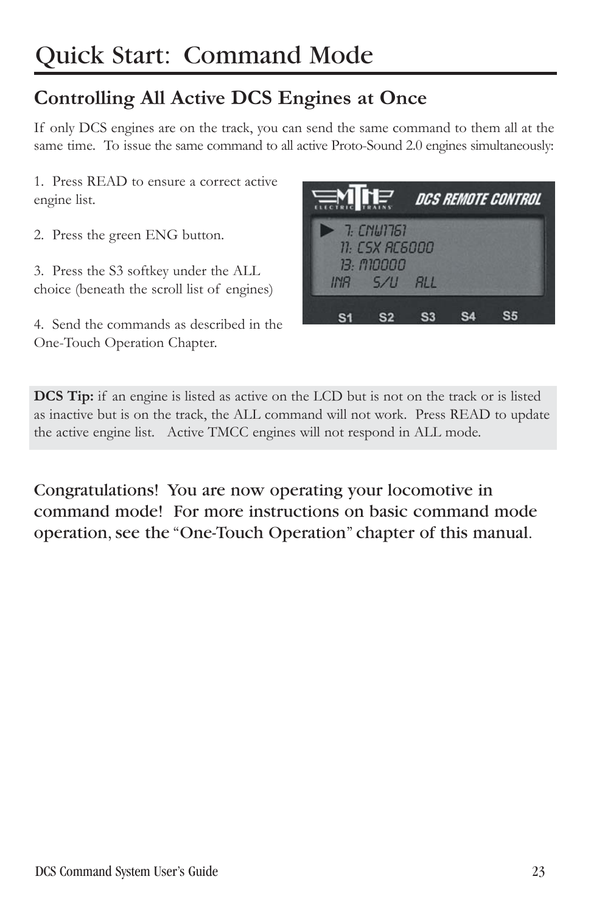# Quick Start: Command Mode

## Controlling All Active DCS Engines at Once

If only DCS engines are on the track, you can send the same command to them all at the same time. To issue the same command to all active Proto-Sound 2.0 engines simultaneously:

1. Press READ to ensure a correct active engine list.

2. Press the green ENG button.

3. Press the S3 softkey under the ALL choice (beneath the scroll list of engines)

4. Send the commands as described in the One-Touch Operation Chapter.

**DCS Tip:** if an engine is listed as active on the LCD but is not on the track or is listed as inactive but is on the track, the ALL command will not work. Press READ to update the active engine list. Active TMCC engines will not respond in ALL mode.

Congratulations! You are now operating your locomotive in command mode! For more instructions on basic command mode operation, see the "One-Touch Operation" chapter of this manual.